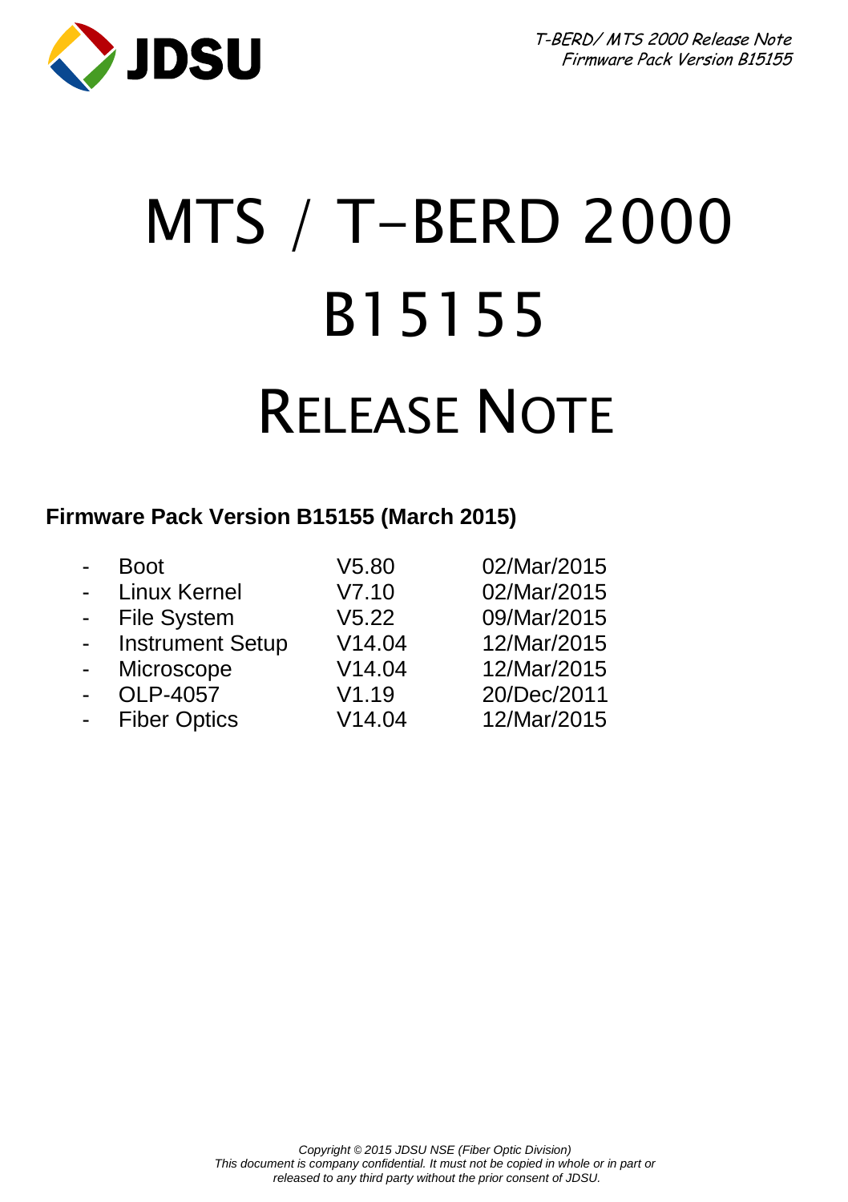# MTS / T-BERD 2000

# B15155

# RELEASE NOTE

**Firmware Pack Version B15155 (March 2015)**

| | | |
|---|---|---|
| - Boot | V5.80 | 02/Mar/2015 |
| - Linux Kernel | V7.10 | 02/Mar/2015 |
| - File System | V5.22 | 09/Mar/2015 |
| - Instrument Setup | V14.04 | 12/Mar/2015 |
| - Microscope | V14.04 | 12/Mar/2015 |
| - OLP-4057 | V1.19 | 20/Dec/2011 |
| - Fiber Optics | V14.04 | 12/Mar/2015 |

*Copyright © 2015 JDSU NSE (Fiber Optic Division)*
*This document is company confidential. It must not be copied in whole or in part or released to any third party without the prior consent of JDSU.*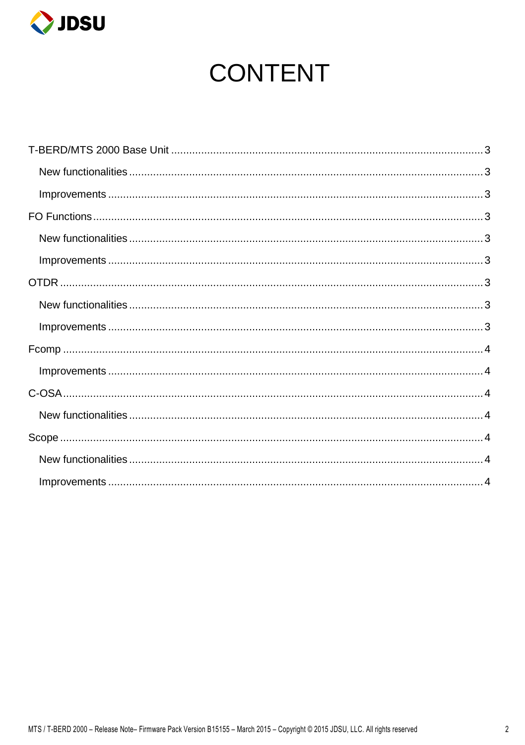# CONTENT

T-BERD/MTS 2000 Base Unit ........ 3

- New functionalities ........ 3
- Improvements ........ 3

FO Functions ........ 3

- New functionalities ........ 3
- Improvements ........ 3

OTDR ........ 3

- New functionalities ........ 3
- Improvements ........ 3

Fcomp ........ 4

- Improvements ........ 4

C-OSA ........ 4

- New functionalities ........ 4

Scope ........ 4

- New functionalities ........ 4
- Improvements ........ 4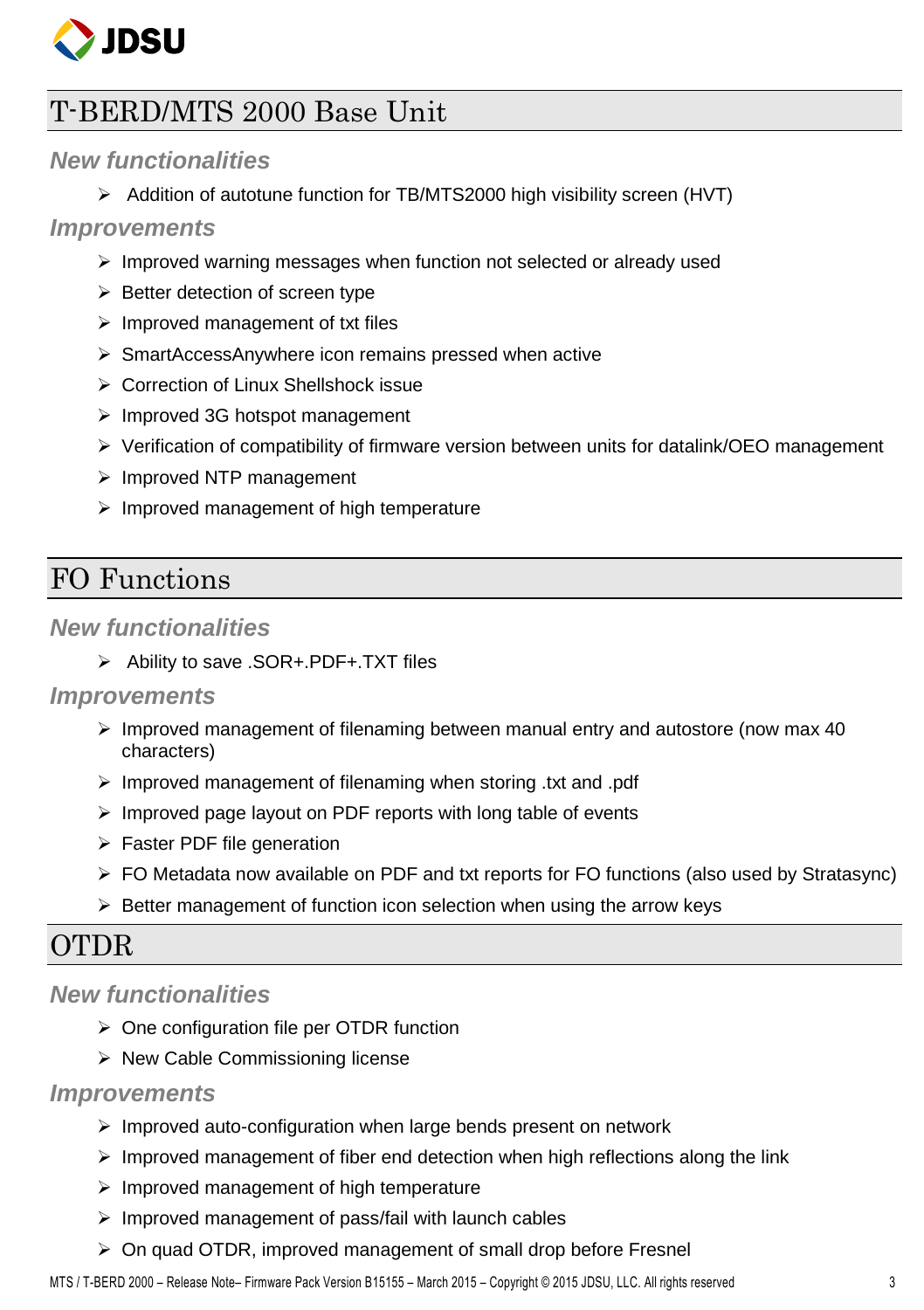# T-BERD/MTS 2000 Base Unit

### New functionalities

- Addition of autotune function for TB/MTS2000 high visibility screen (HVT)

### Improvements

- Improved warning messages when function not selected or already used
- Better detection of screen type
- Improved management of txt files
- SmartAccessAnywhere icon remains pressed when active
- Correction of Linux Shellshock issue
- Improved 3G hotspot management
- Verification of compatibility of firmware version between units for datalink/OEO management
- Improved NTP management
- Improved management of high temperature

# FO Functions

### New functionalities

- Ability to save .SOR+.PDF+.TXT files

### Improvements

- Improved management of filenaming between manual entry and autostore (now max 40 characters)
- Improved management of filenaming when storing .txt and .pdf
- Improved page layout on PDF reports with long table of events
- Faster PDF file generation
- FO Metadata now available on PDF and txt reports for FO functions (also used by Stratasync)
- Better management of function icon selection when using the arrow keys

# OTDR

### New functionalities

- One configuration file per OTDR function
- New Cable Commissioning license

### Improvements

- Improved auto-configuration when large bends present on network
- Improved management of fiber end detection when high reflections along the link
- Improved management of high temperature
- Improved management of pass/fail with launch cables
- On quad OTDR, improved management of small drop before Fresnel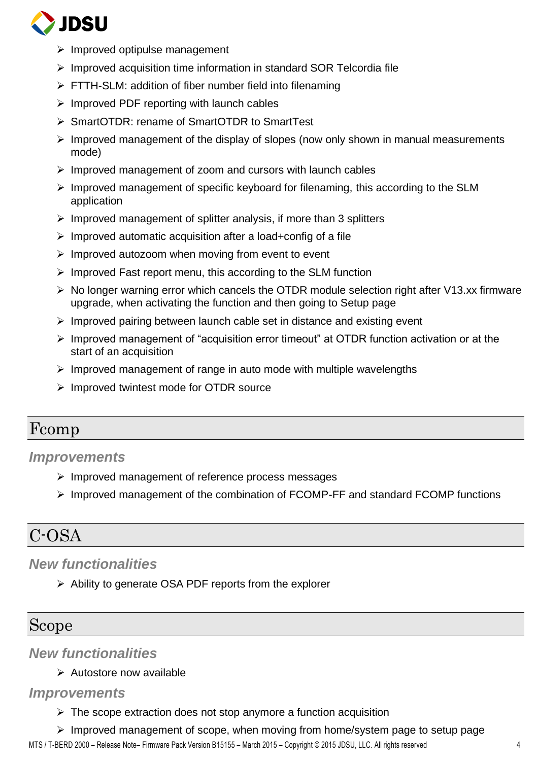- Improved optipulse management
- Improved acquisition time information in standard SOR Telcordia file
- FTTH-SLM: addition of fiber number field into filenaming
- Improved PDF reporting with launch cables
- SmartOTDR: rename of SmartOTDR to SmartTest
- Improved management of the display of slopes (now only shown in manual measurements mode)
- Improved management of zoom and cursors with launch cables
- Improved management of specific keyboard for filenaming, this according to the SLM application
- Improved management of splitter analysis, if more than 3 splitters
- Improved automatic acquisition after a load+config of a file
- Improved autozoom when moving from event to event
- Improved Fast report menu, this according to the SLM function
- No longer warning error which cancels the OTDR module selection right after V13.xx firmware upgrade, when activating the function and then going to Setup page
- Improved pairing between launch cable set in distance and existing event
- Improved management of “acquisition error timeout” at OTDR function activation or at the start of an acquisition
- Improved management of range in auto mode with multiple wavelengths
- Improved twintest mode for OTDR source

# Fcomp

### *Improvements*

- Improved management of reference process messages
- Improved management of the combination of FCOMP-FF and standard FCOMP functions

# C-OSA

### *New functionalities*

- Ability to generate OSA PDF reports from the explorer

# Scope

### *New functionalities*

- Autostore now available

### *Improvements*

- The scope extraction does not stop anymore a function acquisition
- Improved management of scope, when moving from home/system page to setup page